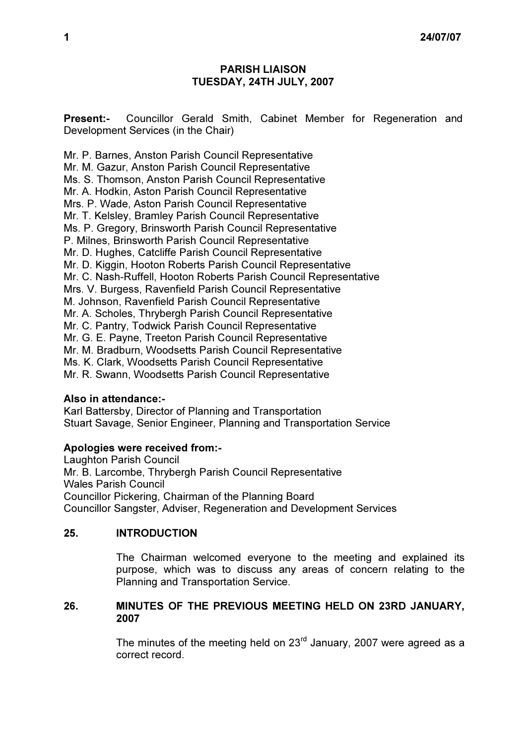# PARISH LIAISON
## TUESDAY, 24TH JULY, 2007

**Present:-** Councillor Gerald Smith, Cabinet Member for Regeneration and Development Services (in the Chair)

Mr. P. Barnes, Anston Parish Council Representative
Mr. M. Gazur, Anston Parish Council Representative
Ms. S. Thomson, Anston Parish Council Representative
Mr. A. Hodkin, Aston Parish Council Representative
Mrs. P. Wade, Aston Parish Council Representative
Mr. T. Kelsley, Bramley Parish Council Representative
Ms. P. Gregory, Brinsworth Parish Council Representative
P. Milnes, Brinsworth Parish Council Representative
Mr. D. Hughes, Catcliffe Parish Council Representative
Mr. D. Kiggin, Hooton Roberts Parish Council Representative
Mr. C. Nash-Ruffell, Hooton Roberts Parish Council Representative
Mrs. V. Burgess, Ravenfield Parish Council Representative
M. Johnson, Ravenfield Parish Council Representative
Mr. A. Scholes, Thrybergh Parish Council Representative
Mr. C. Pantry, Todwick Parish Council Representative
Mr. G. E. Payne, Treeton Parish Council Representative
Mr. M. Bradburn, Woodsetts Parish Council Representative
Ms. K. Clark, Woodsetts Parish Council Representative
Mr. R. Swann, Woodsetts Parish Council Representative

**Also in attendance:-**
Karl Battersby, Director of Planning and Transportation
Stuart Savage, Senior Engineer, Planning and Transportation Service

**Apologies were received from:-**
Laughton Parish Council
Mr. B. Larcombe, Thrybergh Parish Council Representative
Wales Parish Council
Councillor Pickering, Chairman of the Planning Board
Councillor Sangster, Adviser, Regeneration and Development Services

**25. INTRODUCTION**

The Chairman welcomed everyone to the meeting and explained its purpose, which was to discuss any areas of concern relating to the Planning and Transportation Service.

**26. MINUTES OF THE PREVIOUS MEETING HELD ON 23RD JANUARY, 2007**

The minutes of the meeting held on 23rd January, 2007 were agreed as a correct record.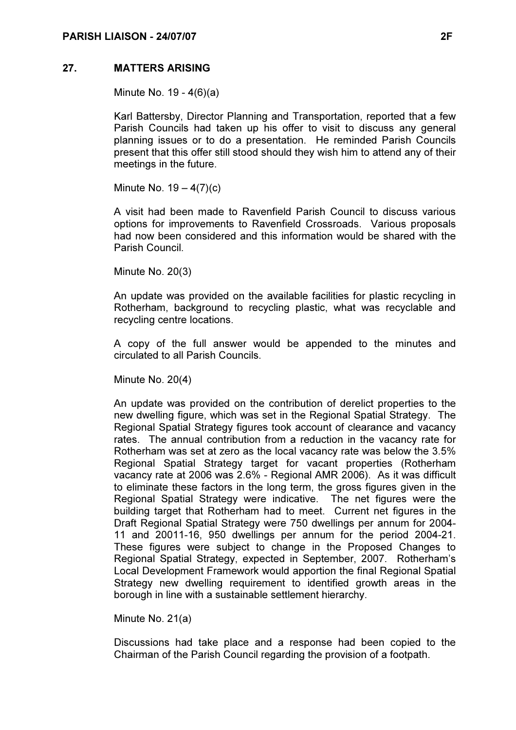## 27. MATTERS ARISING

Minute No. 19 - 4(6)(a)

Karl Battersby, Director Planning and Transportation, reported that a few Parish Councils had taken up his offer to visit to discuss any general planning issues or to do a presentation. He reminded Parish Councils present that this offer still stood should they wish him to attend any of their meetings in the future.

Minute No. 19 – 4(7)(c)

A visit had been made to Ravenfield Parish Council to discuss various options for improvements to Ravenfield Crossroads. Various proposals had now been considered and this information would be shared with the Parish Council.

Minute No. 20(3)

An update was provided on the available facilities for plastic recycling in Rotherham, background to recycling plastic, what was recyclable and recycling centre locations.

A copy of the full answer would be appended to the minutes and circulated to all Parish Councils.

Minute No. 20(4)

An update was provided on the contribution of derelict properties to the new dwelling figure, which was set in the Regional Spatial Strategy. The Regional Spatial Strategy figures took account of clearance and vacancy rates. The annual contribution from a reduction in the vacancy rate for Rotherham was set at zero as the local vacancy rate was below the 3.5% Regional Spatial Strategy target for vacant properties (Rotherham vacancy rate at 2006 was 2.6% - Regional AMR 2006). As it was difficult to eliminate these factors in the long term, the gross figures given in the Regional Spatial Strategy were indicative. The net figures were the building target that Rotherham had to meet. Current net figures in the Draft Regional Spatial Strategy were 750 dwellings per annum for 2004-11 and 20011-16, 950 dwellings per annum for the period 2004-21. These figures were subject to change in the Proposed Changes to Regional Spatial Strategy, expected in September, 2007. Rotherham's Local Development Framework would apportion the final Regional Spatial Strategy new dwelling requirement to identified growth areas in the borough in line with a sustainable settlement hierarchy.

Minute No. 21(a)

Discussions had take place and a response had been copied to the Chairman of the Parish Council regarding the provision of a footpath.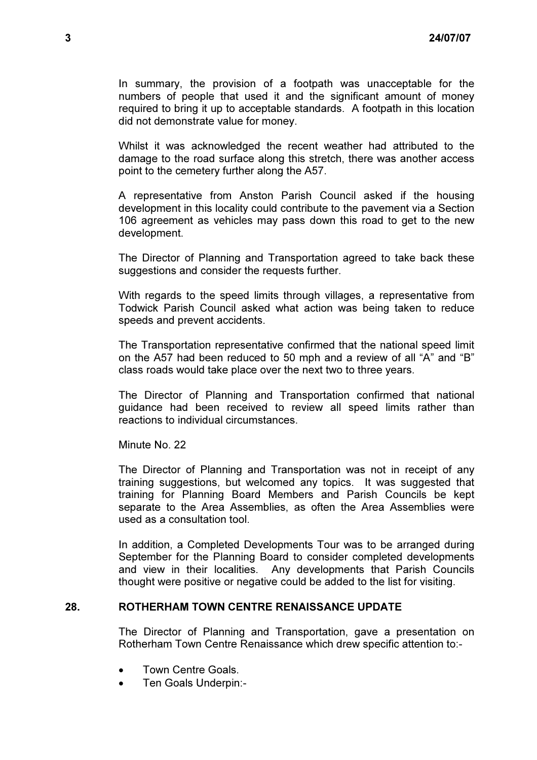In summary, the provision of a footpath was unacceptable for the numbers of people that used it and the significant amount of money required to bring it up to acceptable standards. A footpath in this location did not demonstrate value for money.

Whilst it was acknowledged the recent weather had attributed to the damage to the road surface along this stretch, there was another access point to the cemetery further along the A57.

A representative from Anston Parish Council asked if the housing development in this locality could contribute to the pavement via a Section 106 agreement as vehicles may pass down this road to get to the new development.

The Director of Planning and Transportation agreed to take back these suggestions and consider the requests further.

With regards to the speed limits through villages, a representative from Todwick Parish Council asked what action was being taken to reduce speeds and prevent accidents.

The Transportation representative confirmed that the national speed limit on the A57 had been reduced to 50 mph and a review of all "A" and "B" class roads would take place over the next two to three years.

The Director of Planning and Transportation confirmed that national guidance had been received to review all speed limits rather than reactions to individual circumstances.

Minute No. 22

The Director of Planning and Transportation was not in receipt of any training suggestions, but welcomed any topics. It was suggested that training for Planning Board Members and Parish Councils be kept separate to the Area Assemblies, as often the Area Assemblies were used as a consultation tool.

In addition, a Completed Developments Tour was to be arranged during September for the Planning Board to consider completed developments and view in their localities. Any developments that Parish Councils thought were positive or negative could be added to the list for visiting.

## 28. ROTHERHAM TOWN CENTRE RENAISSANCE UPDATE

The Director of Planning and Transportation, gave a presentation on Rotherham Town Centre Renaissance which drew specific attention to:-

- Town Centre Goals.
- Ten Goals Underpin:-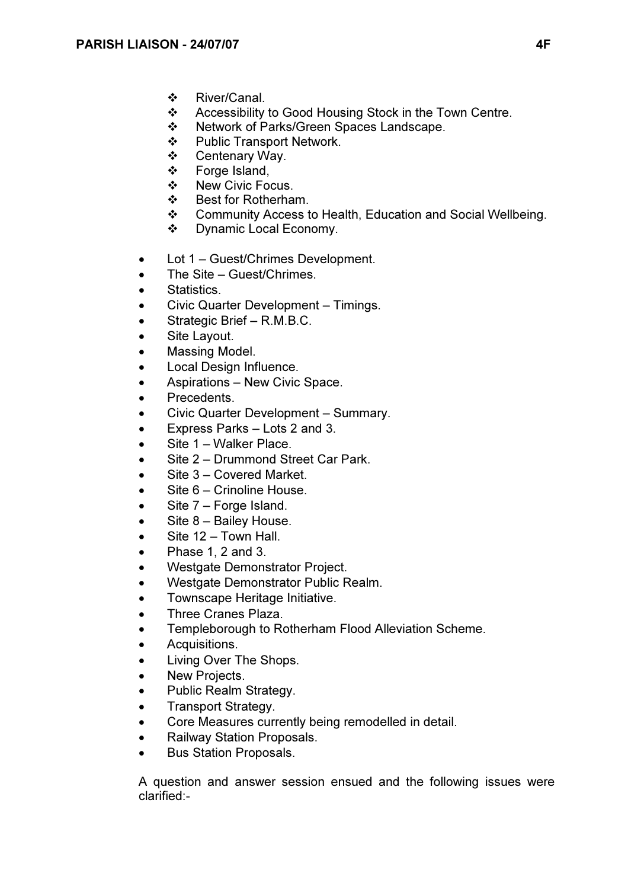- River/Canal.
- Accessibility to Good Housing Stock in the Town Centre.
- Network of Parks/Green Spaces Landscape.
- Public Transport Network.
- Centenary Way.
- Forge Island,
- New Civic Focus.
- Best for Rotherham.
- Community Access to Health, Education and Social Wellbeing.
- Dynamic Local Economy.

- Lot 1 – Guest/Chrimes Development.
- The Site – Guest/Chrimes.
- Statistics.
- Civic Quarter Development – Timings.
- Strategic Brief – R.M.B.C.
- Site Layout.
- Massing Model.
- Local Design Influence.
- Aspirations – New Civic Space.
- Precedents.
- Civic Quarter Development – Summary.
- Express Parks – Lots 2 and 3.
- Site 1 – Walker Place.
- Site 2 – Drummond Street Car Park.
- Site 3 – Covered Market.
- Site 6 – Crinoline House.
- Site 7 – Forge Island.
- Site 8 – Bailey House.
- Site 12 – Town Hall.
- Phase 1, 2 and 3.
- Westgate Demonstrator Project.
- Westgate Demonstrator Public Realm.
- Townscape Heritage Initiative.
- Three Cranes Plaza.
- Templeborough to Rotherham Flood Alleviation Scheme.
- Acquisitions.
- Living Over The Shops.
- New Projects.
- Public Realm Strategy.
- Transport Strategy.
- Core Measures currently being remodelled in detail.
- Railway Station Proposals.
- Bus Station Proposals.

A question and answer session ensued and the following issues were clarified:-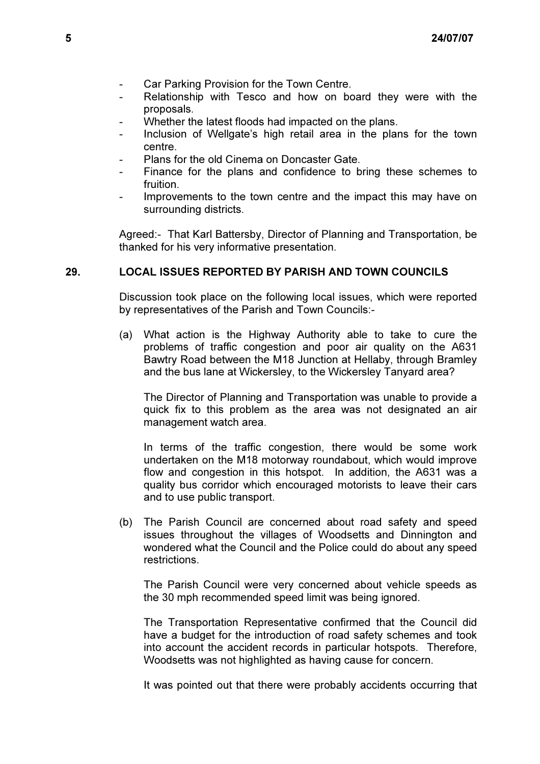- Car Parking Provision for the Town Centre.
- Relationship with Tesco and how on board they were with the proposals.
- Whether the latest floods had impacted on the plans.
- Inclusion of Wellgate's high retail area in the plans for the town centre.
- Plans for the old Cinema on Doncaster Gate.
- Finance for the plans and confidence to bring these schemes to fruition.
- Improvements to the town centre and the impact this may have on surrounding districts.

Agreed:- That Karl Battersby, Director of Planning and Transportation, be thanked for his very informative presentation.

## 29. LOCAL ISSUES REPORTED BY PARISH AND TOWN COUNCILS

Discussion took place on the following local issues, which were reported by representatives of the Parish and Town Councils:-

(a) What action is the Highway Authority able to take to cure the problems of traffic congestion and poor air quality on the A631 Bawtry Road between the M18 Junction at Hellaby, through Bramley and the bus lane at Wickersley, to the Wickersley Tanyard area?

The Director of Planning and Transportation was unable to provide a quick fix to this problem as the area was not designated an air management watch area.

In terms of the traffic congestion, there would be some work undertaken on the M18 motorway roundabout, which would improve flow and congestion in this hotspot. In addition, the A631 was a quality bus corridor which encouraged motorists to leave their cars and to use public transport.

(b) The Parish Council are concerned about road safety and speed issues throughout the villages of Woodsetts and Dinnington and wondered what the Council and the Police could do about any speed restrictions.

The Parish Council were very concerned about vehicle speeds as the 30 mph recommended speed limit was being ignored.

The Transportation Representative confirmed that the Council did have a budget for the introduction of road safety schemes and took into account the accident records in particular hotspots. Therefore, Woodsetts was not highlighted as having cause for concern.

It was pointed out that there were probably accidents occurring that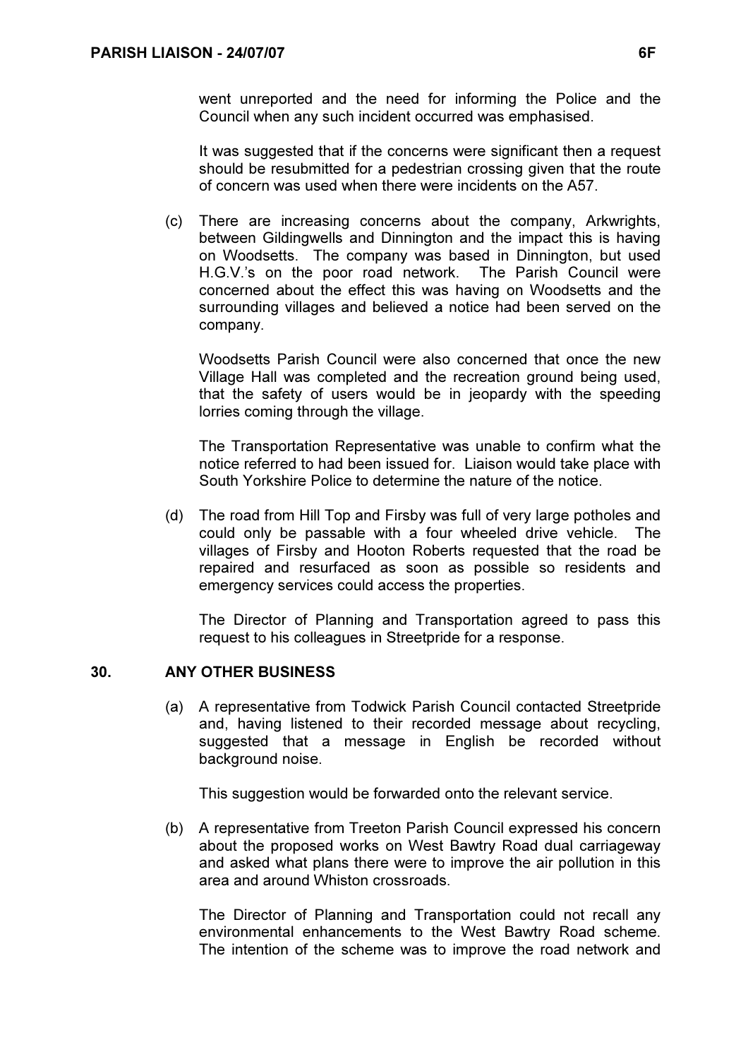went unreported and the need for informing the Police and the Council when any such incident occurred was emphasised.

It was suggested that if the concerns were significant then a request should be resubmitted for a pedestrian crossing given that the route of concern was used when there were incidents on the A57.

(c) There are increasing concerns about the company, Arkwrights, between Gildingwells and Dinnington and the impact this is having on Woodsetts. The company was based in Dinnington, but used H.G.V.'s on the poor road network. The Parish Council were concerned about the effect this was having on Woodsetts and the surrounding villages and believed a notice had been served on the company.

Woodsetts Parish Council were also concerned that once the new Village Hall was completed and the recreation ground being used, that the safety of users would be in jeopardy with the speeding lorries coming through the village.

The Transportation Representative was unable to confirm what the notice referred to had been issued for. Liaison would take place with South Yorkshire Police to determine the nature of the notice.

(d) The road from Hill Top and Firsby was full of very large potholes and could only be passable with a four wheeled drive vehicle. The villages of Firsby and Hooton Roberts requested that the road be repaired and resurfaced as soon as possible so residents and emergency services could access the properties.

The Director of Planning and Transportation agreed to pass this request to his colleagues in Streetpride for a response.

## 30. ANY OTHER BUSINESS

(a) A representative from Todwick Parish Council contacted Streetpride and, having listened to their recorded message about recycling, suggested that a message in English be recorded without background noise.

This suggestion would be forwarded onto the relevant service.

(b) A representative from Treeton Parish Council expressed his concern about the proposed works on West Bawtry Road dual carriageway and asked what plans there were to improve the air pollution in this area and around Whiston crossroads.

The Director of Planning and Transportation could not recall any environmental enhancements to the West Bawtry Road scheme. The intention of the scheme was to improve the road network and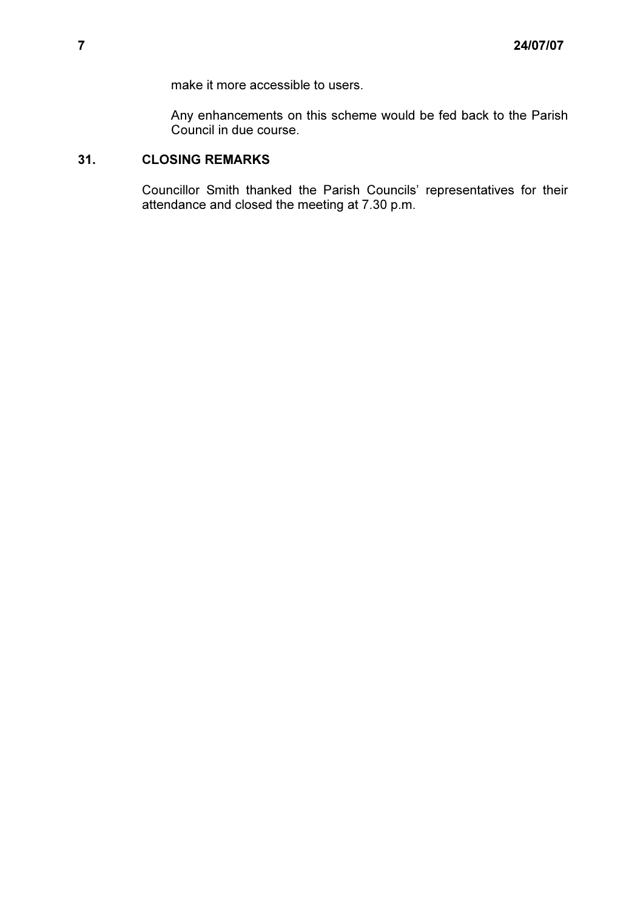make it more accessible to users.

Any enhancements on this scheme would be fed back to the Parish Council in due course.

## 31. CLOSING REMARKS

Councillor Smith thanked the Parish Councils' representatives for their attendance and closed the meeting at 7.30 p.m.